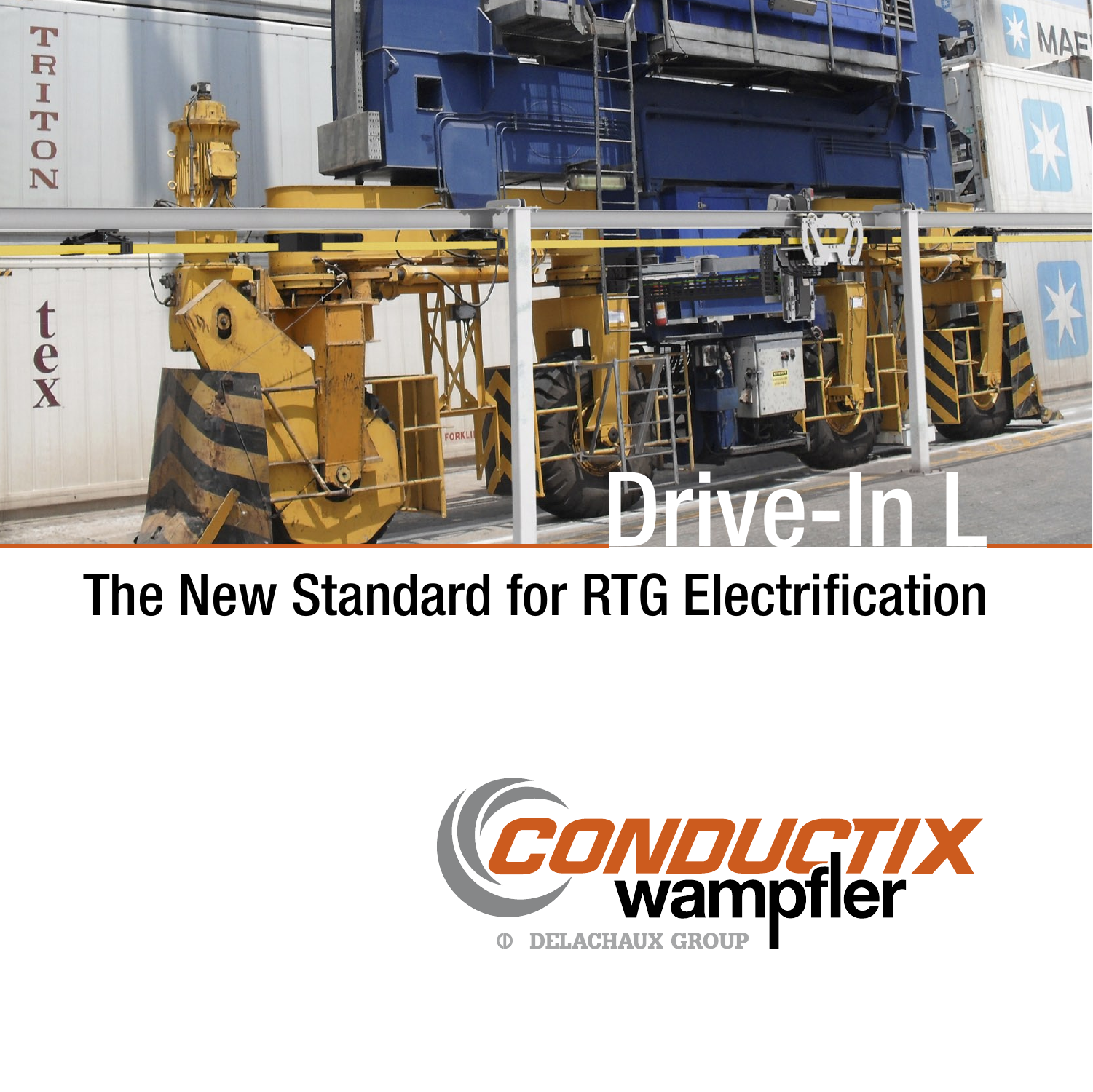# Drive-In L

## The New Standard for RTG Electrification

CONDUCTIX wampfler

DELACHAUX GROUP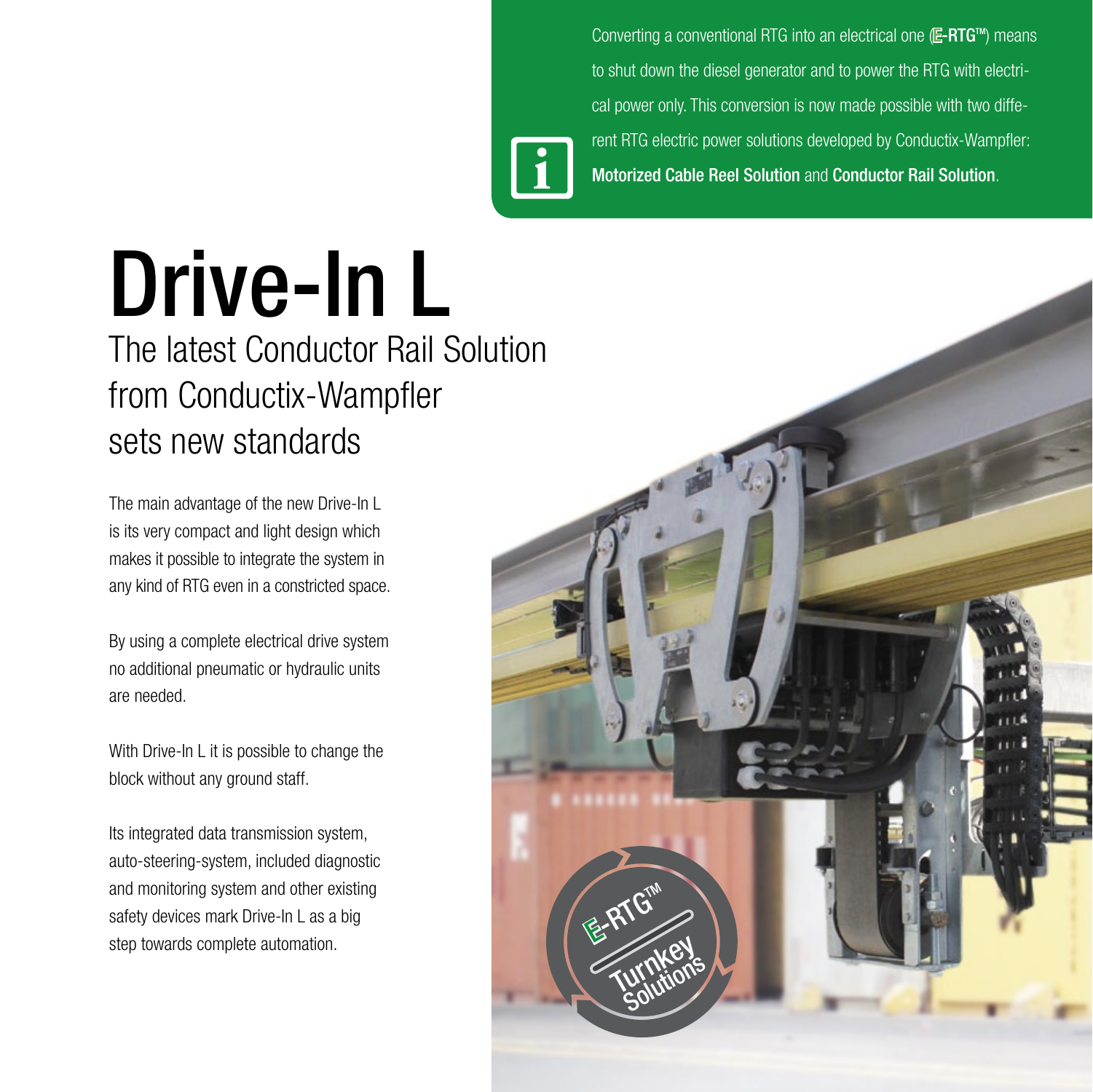Converting a conventional RTG into an electrical one (**E-RTG™**) means to shut down the diesel generator and to power the RTG with electrical power only. This conversion is now made possible with two different RTG electric power solutions developed by Conductix-Wampfler: **Motorized Cable Reel Solution** and **Conductor Rail Solution**.

# Drive-In L

## The latest Conductor Rail Solution from Conductix-Wampfler sets new standards

The main advantage of the new Drive-In L is its very compact and light design which makes it possible to integrate the system in any kind of RTG even in a constricted space.

By using a complete electrical drive system no additional pneumatic or hydraulic units are needed.

With Drive-In L it is possible to change the block without any ground staff.

Its integrated data transmission system, auto-steering-system, included diagnostic and monitoring system and other existing safety devices mark Drive-In L as a big step towards complete automation.

E-RTG™ Turnkey Solutions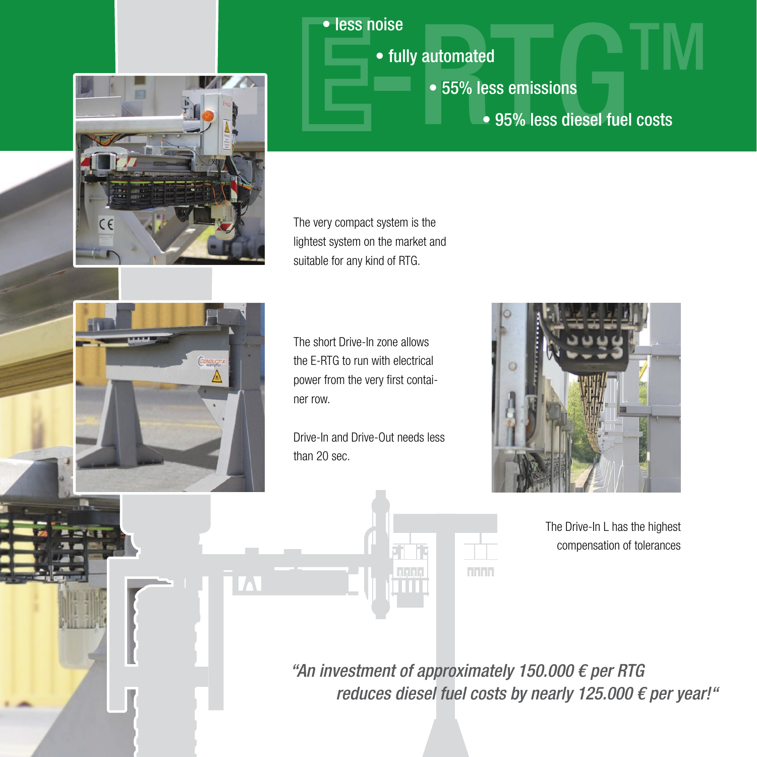# E-RTG™

- less noise
- fully automated
- 55% less emissions
- 95% less diesel fuel costs

The very compact system is the lightest system on the market and suitable for any kind of RTG.

The short Drive-In zone allows the E-RTG to run with electrical power from the very first container row.

Drive-In and Drive-Out needs less than 20 sec.

The Drive-In L has the highest compensation of tolerances

*"An investment of approximately 150.000 € per RTG reduces diesel fuel costs by nearly 125.000 € per year!"*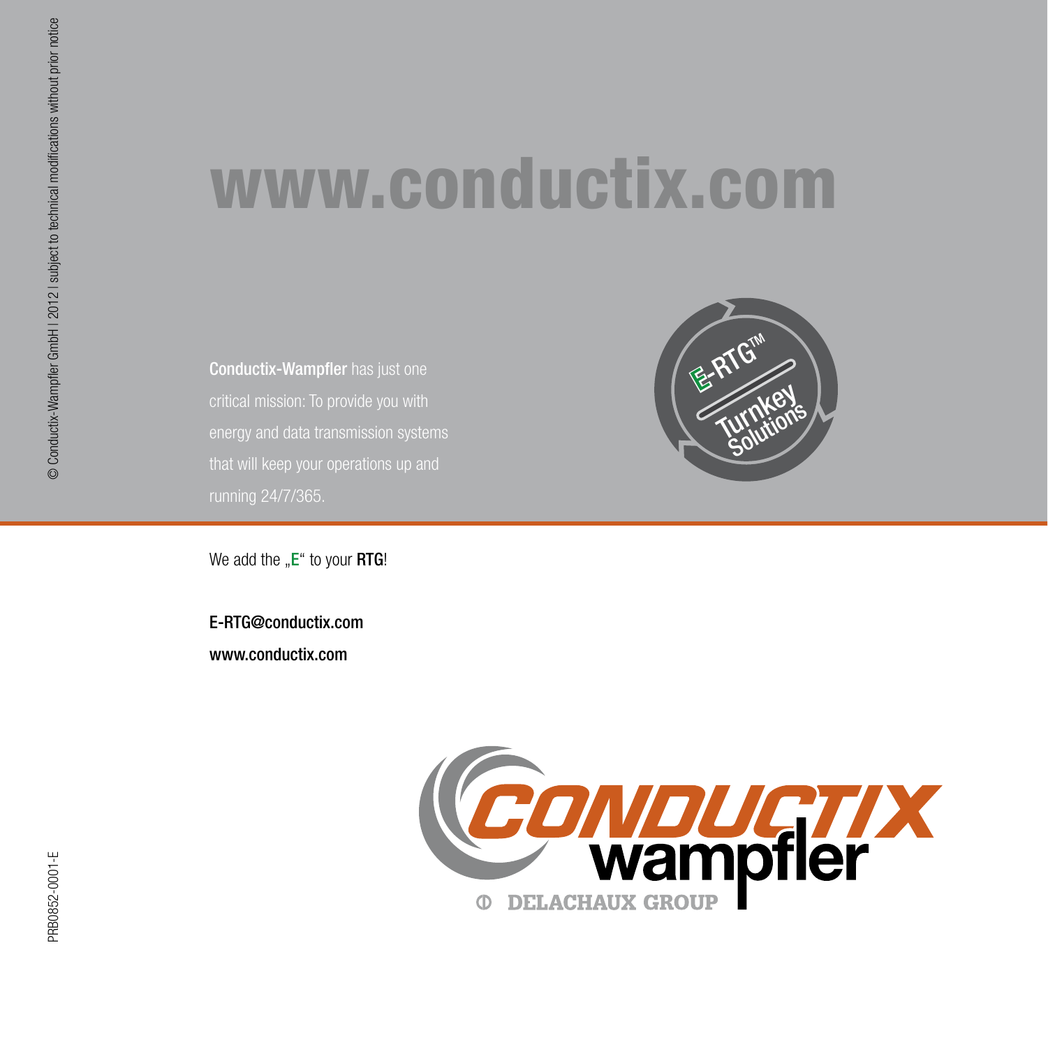# www.conductix.com

**Conductix-Wampfler** has just one critical mission: To provide you with energy and data transmission systems that will keep your operations up and running 24/7/365.

E-RTG™

Turnkey Solutions

We add the „**E**“ to your **RTG**!

E-RTG@conductix.com

www.conductix.com

CONDUCTIX wampfler

DELACHAUX GROUP

© Conductix-Wampfler GmbH | 2012 | subject to technical modifications without prior notice

PRB0852-0001-E